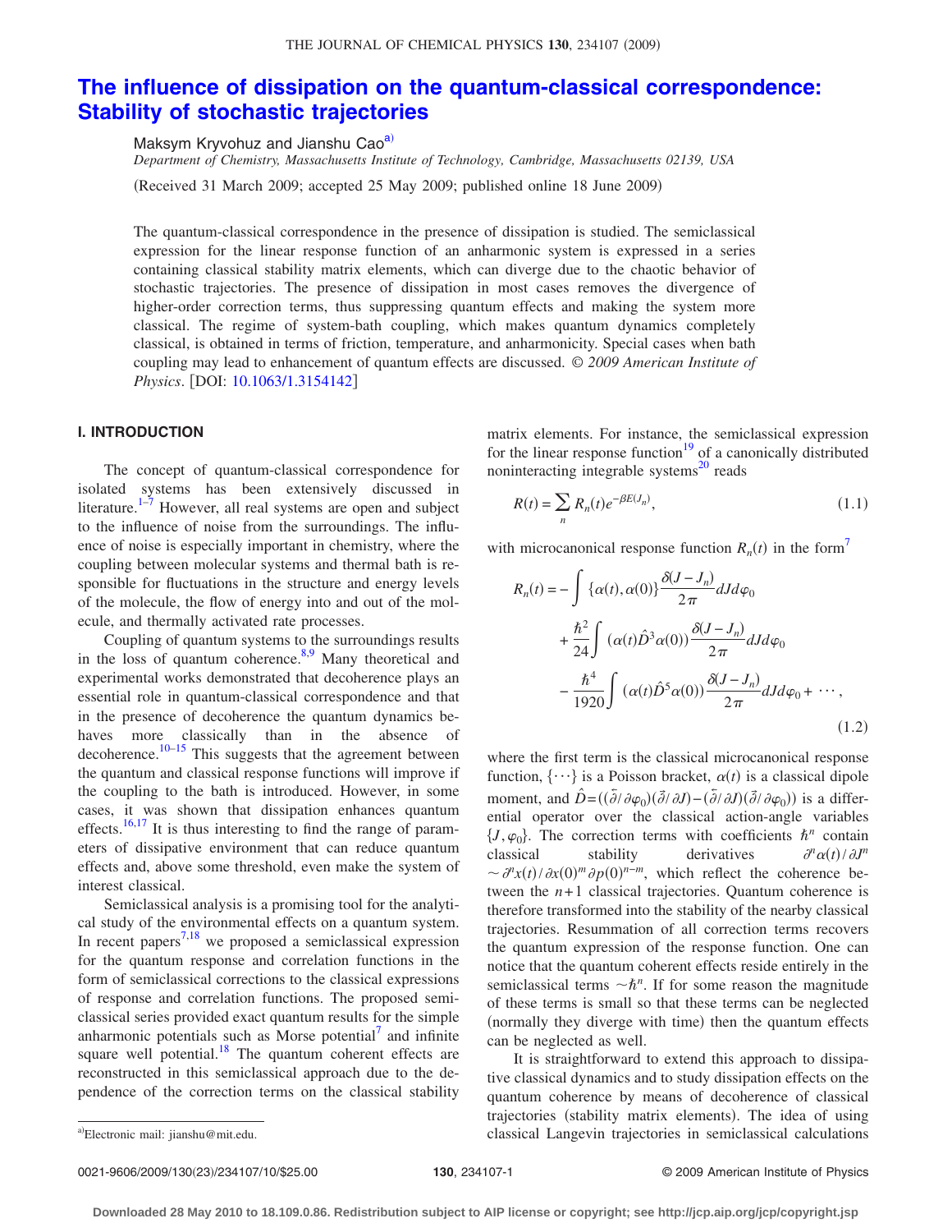# The influence of dissipation on the quantum-classical correspondence: Stability of stochastic trajectories

Maksym Kryvohuz and Jianshu Cao[a]

*Department of Chemistry, Massachusetts Institute of Technology, Cambridge, Massachusetts 02139, USA*

(Received 31 March 2009; accepted 25 May 2009; published online 18 June 2009)

The quantum-classical correspondence in the presence of dissipation is studied. The semiclassical expression for the linear response function of an anharmonic system is expressed in a series containing classical stability matrix elements, which can diverge due to the chaotic behavior of stochastic trajectories. The presence of dissipation in most cases removes the divergence of higher-order correction terms, thus suppressing quantum effects and making the system more classical. The regime of system-bath coupling, which makes quantum dynamics completely classical, is obtained in terms of friction, temperature, and anharmonicity. Special cases when bath coupling may lead to enhancement of quantum effects are discussed. *© 2009 American Institute of Physics*. [DOI: 10.1063/1.3154142]

## I. INTRODUCTION

The concept of quantum-classical correspondence for isolated systems has been extensively discussed in literature.[1–7] However, all real systems are open and subject to the influence of noise from the surroundings. The influence of noise is especially important in chemistry, where the coupling between molecular systems and thermal bath is responsible for fluctuations in the structure and energy levels of the molecule, the flow of energy into and out of the molecule, and thermally activated rate processes.

Coupling of quantum systems to the surroundings results in the loss of quantum coherence.[8,9] Many theoretical and experimental works demonstrated that decoherence plays an essential role in quantum-classical correspondence and that in the presence of decoherence the quantum dynamics behaves more classically than in the absence of decoherence.[10–15] This suggests that the agreement between the quantum and classical response functions will improve if the coupling to the bath is introduced. However, in some cases, it was shown that dissipation enhances quantum effects.[16,17] It is thus interesting to find the range of parameters of dissipative environment that can reduce quantum effects and, above some threshold, even make the system of interest classical.

Semiclassical analysis is a promising tool for the analytical study of the environmental effects on a quantum system. In recent papers[7,18] we proposed a semiclassical expression for the quantum response and correlation functions in the form of semiclassical corrections to the classical expressions of response and correlation functions. The proposed semiclassical series provided exact quantum results for the simple anharmonic potentials such as Morse potential[7] and infinite square well potential.[18] The quantum coherent effects are reconstructed in this semiclassical approach due to the dependence of the correction terms on the classical stability matrix elements. For instance, the semiclassical expression for the linear response function[19] of a canonically distributed noninteracting integrable systems[20] reads

$$R(t) = \sum_n R_n(t) e^{-\beta E(J_n)}, \tag{1.1}$$

with microcanonical response function $R_n(t)$ in the form[7]

$$\begin{aligned}
R_n(t) = &- \int \{\alpha(t), \alpha(0)\} \frac{\delta(J-J_n)}{2\pi} dJ d\varphi_0 \\
&+ \frac{\hbar^2}{24} \int (\alpha(t)\hat{D}^3\alpha(0)) \frac{\delta(J-J_n)}{2\pi} dJ d\varphi_0 \\
&- \frac{\hbar^4}{1920} \int (\alpha(t)\hat{D}^5\alpha(0)) \frac{\delta(J-J_n)}{2\pi} dJ d\varphi_0 + \cdots,
\end{aligned} \tag{1.2}$$

where the first term is the classical microcanonical response function, $\{\cdots\}$ is a Poisson bracket, $\alpha(t)$ is a classical dipole moment, and $\hat{D} = ((\overleftarrow{\partial}/\partial\varphi_0)(\vec{\partial}/\partial J) - (\overleftarrow{\partial}/\partial J)(\vec{\partial}/\partial\varphi_0))$ is a differential operator over the classical action-angle variables $\{J, \varphi_0\}$. The correction terms with coefficients $\hbar^n$ contain classical stability derivatives $\partial^n\alpha(t)/\partial J^n \sim \partial^n x(t)/\partial x(0)^m \partial p(0)^{n-m}$, which reflect the coherence between the $n+1$ classical trajectories. Quantum coherence is therefore transformed into the stability of the nearby classical trajectories. Resummation of all correction terms recovers the quantum expression of the response function. One can notice that the quantum coherent effects reside entirely in the semiclassical terms $\sim\hbar^n$. If for some reason the magnitude of these terms is small so that these terms can be neglected (normally they diverge with time) then the quantum effects can be neglected as well.

It is straightforward to extend this approach to dissipative classical dynamics and to study dissipation effects on the quantum coherence by means of decoherence of classical trajectories (stability matrix elements). The idea of using classical Langevin trajectories in semiclassical calculations

[a]Electronic mail: jianshu@mit.edu.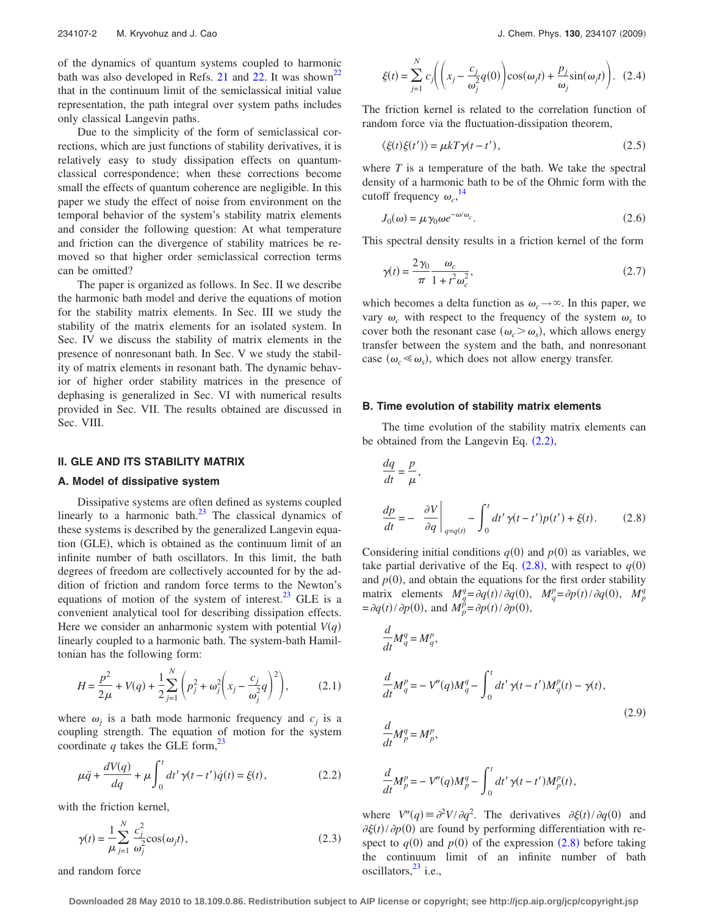of the dynamics of quantum systems coupled to harmonic bath was also developed in Refs. 21 and 22. It was shown[22] that in the continuum limit of the semiclassical initial value representation, the path integral over system paths includes only classical Langevin paths.

Due to the simplicity of the form of semiclassical corrections, which are just functions of stability derivatives, it is relatively easy to study dissipation effects on quantum-classical correspondence; when these corrections become small the effects of quantum coherence are negligible. In this paper we study the effect of noise from environment on the temporal behavior of the system's stability matrix elements and consider the following question: At what temperature and friction can the divergence of stability matrices be removed so that higher order semiclassical correction terms can be omitted?

The paper is organized as follows. In Sec. II we describe the harmonic bath model and derive the equations of motion for the stability matrix elements. In Sec. III we study the stability of the matrix elements for an isolated system. In Sec. IV we discuss the stability of matrix elements in the presence of nonresonant bath. In Sec. V we study the stability of matrix elements in resonant bath. The dynamic behavior of higher order stability matrices in the presence of dephasing is generalized in Sec. VI with numerical results provided in Sec. VII. The results obtained are discussed in Sec. VIII.

## II. GLE AND ITS STABILITY MATRIX

### A. Model of dissipative system

Dissipative systems are often defined as systems coupled linearly to a harmonic bath.[23] The classical dynamics of these systems is described by the generalized Langevin equation (GLE), which is obtained as the continuum limit of an infinite number of bath oscillators. In this limit, the bath degrees of freedom are collectively accounted for by the addition of friction and random force terms to the Newton's equations of motion of the system of interest.[23] GLE is a convenient analytical tool for describing dissipation effects. Here we consider an anharmonic system with potential $V(q)$ linearly coupled to a harmonic bath. The system-bath Hamiltonian has the following form:

$$H = \frac{p^2}{2\mu} + V(q) + \frac{1}{2}\sum_{j=1}^{N}\left(p_j^2 + \omega_j^2\left(x_j - \frac{c_j}{\omega_j^2}q\right)^2\right), \tag{2.1}$$

where $\omega_j$ is a bath mode harmonic frequency and $c_j$ is a coupling strength. The equation of motion for the system coordinate $q$ takes the GLE form,[23]

$$\mu\ddot{q} + \frac{dV(q)}{dq} + \mu\int_0^t dt'\,\gamma(t-t')\dot{q}(t) = \xi(t), \tag{2.2}$$

with the friction kernel,

$$\gamma(t) = \frac{1}{\mu}\sum_{j=1}^{N}\frac{c_j^2}{\omega_j^2}\cos(\omega_j t), \tag{2.3}$$

and random force

$$\xi(t) = \sum_{j=1}^{N} c_j\left(\left(x_j - \frac{c_j}{\omega_j^2}q(0)\right)\cos(\omega_j t) + \frac{p_j}{\omega_j}\sin(\omega_j t)\right). \tag{2.4}$$

The friction kernel is related to the correlation function of random force via the fluctuation-dissipation theorem,

$$\langle \xi(t)\xi(t')\rangle = \mu k T\gamma(t-t'), \tag{2.5}$$

where $T$ is a temperature of the bath. We take the spectral density of a harmonic bath to be of the Ohmic form with the cutoff frequency $\omega_c$,[14]

$$J_0(\omega) = \mu\gamma_0\omega e^{-\omega/\omega_c}. \tag{2.6}$$

This spectral density results in a friction kernel of the form

$$\gamma(t) = \frac{2\gamma_0}{\pi}\frac{\omega_c}{1+t^2\omega_c^2}, \tag{2.7}$$

which becomes a delta function as $\omega_c \to \infty$. In this paper, we vary $\omega_c$ with respect to the frequency of the system $\omega_s$ to cover both the resonant case $(\omega_c > \omega_s)$, which allows energy transfer between the system and the bath, and nonresonant case $(\omega_c \ll \omega_s)$, which does not allow energy transfer.

### B. Time evolution of stability matrix elements

The time evolution of the stability matrix elements can be obtained from the Langevin Eq. (2.2),

$$\frac{dq}{dt} = \frac{p}{\mu},$$

$$\frac{dp}{dt} = -\left.\frac{\partial V}{\partial q}\right|_{q=q(t)} - \int_0^t dt'\,\gamma(t-t')p(t') + \xi(t). \tag{2.8}$$

Considering initial conditions $q(0)$ and $p(0)$ as variables, we take partial derivative of the Eq. (2.8), with respect to $q(0)$ and $p(0)$, and obtain the equations for the first order stability matrix elements $M_q^q = \partial q(t)/\partial q(0)$, $M_q^p = \partial p(t)/\partial q(0)$, $M_p^q = \partial q(t)/\partial p(0)$, and $M_p^p = \partial p(t)/\partial p(0)$,

$$\frac{d}{dt}M_q^q = M_q^p,$$

$$\frac{d}{dt}M_q^p = -V''(q)M_q^q - \int_0^t dt'\,\gamma(t-t')M_q^p(t) - \gamma(t),$$

$$\frac{d}{dt}M_p^q = M_p^p, \tag{2.9}$$

$$\frac{d}{dt}M_p^p = -V''(q)M_p^q - \int_0^t dt'\,\gamma(t-t')M_p^p(t),$$

where $V''(q) \equiv \partial^2 V/\partial q^2$. The derivatives $\partial\xi(t)/\partial q(0)$ and $\partial\xi(t)/\partial p(0)$ are found by performing differentiation with respect to $q(0)$ and $p(0)$ of the expression (2.8) before taking the continuum limit of an infinite number of bath oscillators,[23] i.e.,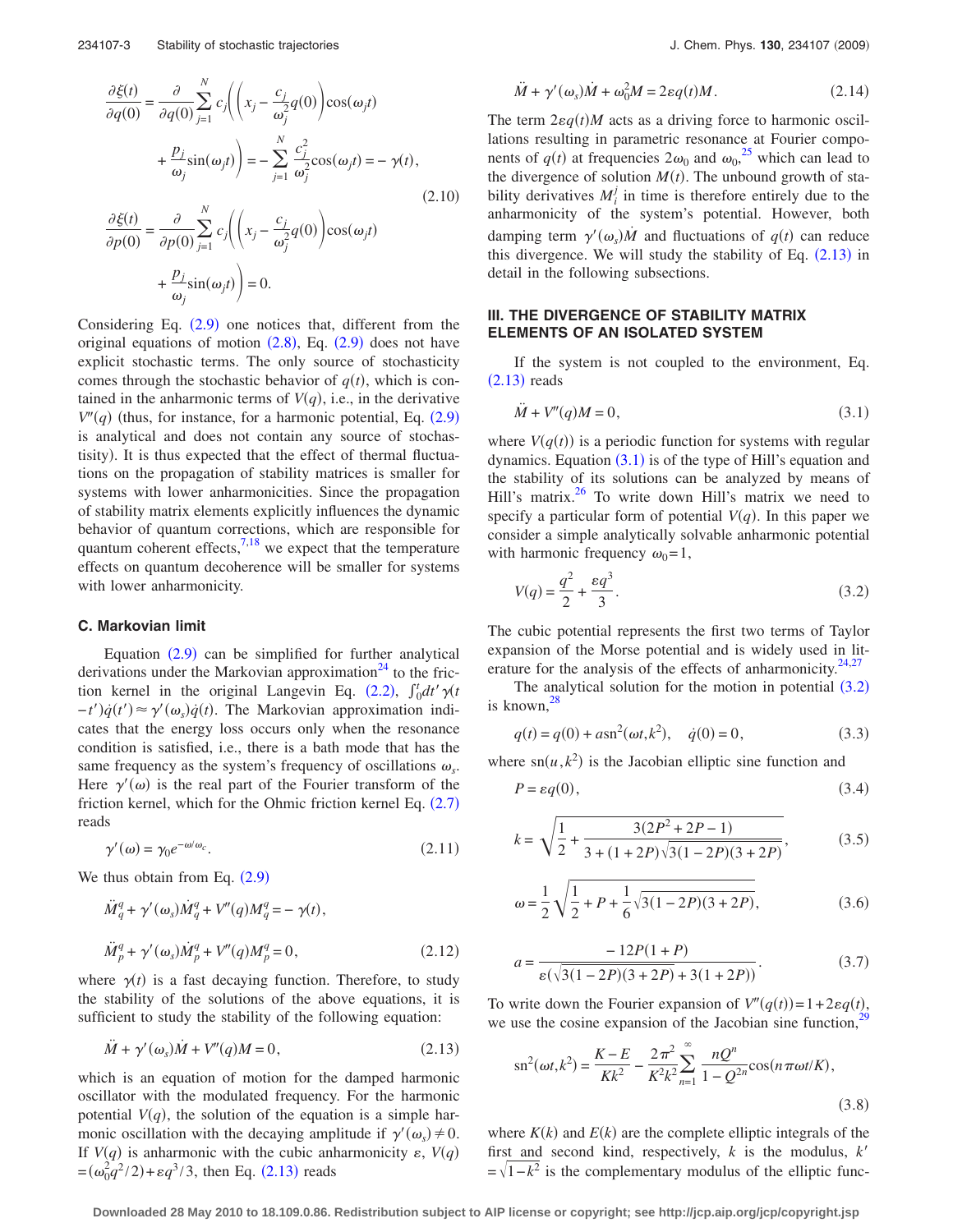$$
\frac{\partial \xi(t)}{\partial q(0)} = \frac{\partial}{\partial q(0)} \sum_{j=1}^{N} c_j \left( \left( x_j - \frac{c_j}{\omega_j^2} q(0) \right) \cos(\omega_j t) + \frac{p_j}{\omega_j} \sin(\omega_j t) \right) = - \sum_{j=1}^{N} \frac{c_j^2}{\omega_j^2} \cos(\omega_j t) = -\gamma(t),
$$

$$
\frac{\partial \xi(t)}{\partial p(0)} = \frac{\partial}{\partial p(0)} \sum_{j=1}^{N} c_j \left( \left( x_j - \frac{c_j}{\omega_j^2} q(0) \right) \cos(\omega_j t) + \frac{p_j}{\omega_j} \sin(\omega_j t) \right) = 0. \tag{2.10}
$$

Considering Eq. (2.9) one notices that, different from the original equations of motion (2.8), Eq. (2.9) does not have explicit stochastic terms. The only source of stochasticity comes through the stochastic behavior of $q(t)$, which is contained in the anharmonic terms of $V(q)$, i.e., in the derivative $V''(q)$ (thus, for instance, for a harmonic potential, Eq. (2.9) is analytical and does not contain any source of stochastisity). It is thus expected that the effect of thermal fluctuations on the propagation of stability matrices is smaller for systems with lower anharmonicities. Since the propagation of stability matrix elements explicitly influences the dynamic behavior of quantum corrections, which are responsible for quantum coherent effects,[7,18] we expect that the temperature effects on quantum decoherence will be smaller for systems with lower anharmonicity.

### C. Markovian limit

Equation (2.9) can be simplified for further analytical derivations under the Markovian approximation[24] to the friction kernel in the original Langevin Eq. (2.2), $\int_0^t dt' \gamma(t-t')\dot{q}(t') \approx \gamma'(\omega_s)\dot{q}(t)$. The Markovian approximation indicates that the energy loss occurs only when the resonance condition is satisfied, i.e., there is a bath mode that has the same frequency as the system's frequency of oscillations $\omega_s$. Here $\gamma'(\omega)$ is the real part of the Fourier transform of the friction kernel, which for the Ohmic friction kernel Eq. (2.7) reads

$$
\gamma'(\omega) = \gamma_0 e^{-\omega/\omega_c}. \tag{2.11}
$$

We thus obtain from Eq. (2.9)

$$
\ddot{M}_q^q + \gamma'(\omega_s)\dot{M}_q^q + V''(q)M_q^q = -\gamma(t),
$$

$$
\ddot{M}_p^q + \gamma'(\omega_s)\dot{M}_p^q + V''(q)M_p^q = 0, \tag{2.12}
$$

where $\gamma(t)$ is a fast decaying function. Therefore, to study the stability of the solutions of the above equations, it is sufficient to study the stability of the following equation:

$$
\ddot{M} + \gamma'(\omega_s)\dot{M} + V''(q)M = 0, \tag{2.13}
$$

which is an equation of motion for the damped harmonic oscillator with the modulated frequency. For the harmonic potential $V(q)$, the solution of the equation is a simple harmonic oscillation with the decaying amplitude if $\gamma'(\omega_s) \neq 0$. If $V(q)$ is anharmonic with the cubic anharmonicity $\varepsilon$, $V(q) = (\omega_0^2 q^2/2) + \varepsilon q^3/3$, then Eq. (2.13) reads

$$
\ddot{M} + \gamma'(\omega_s)\dot{M} + \omega_0^2 M = 2\varepsilon q(t) M. \tag{2.14}
$$

The term $2\varepsilon q(t)M$ acts as a driving force to harmonic oscillations resulting in parametric resonance at Fourier components of $q(t)$ at frequencies $2\omega_0$ and $\omega_0$,[25] which can lead to the divergence of solution $M(t)$. The unbound growth of stability derivatives $M_i^j$ in time is therefore entirely due to the anharmonicity of the system's potential. However, both damping term $\gamma'(\omega_s)\dot{M}$ and fluctuations of $q(t)$ can reduce this divergence. We will study the stability of Eq. (2.13) in detail in the following subsections.

## III. THE DIVERGENCE OF STABILITY MATRIX ELEMENTS OF AN ISOLATED SYSTEM

If the system is not coupled to the environment, Eq. (2.13) reads

$$
\ddot{M} + V''(q)M = 0, \tag{3.1}
$$

where $V(q(t))$ is a periodic function for systems with regular dynamics. Equation (3.1) is of the type of Hill's equation and the stability of its solutions can be analyzed by means of Hill's matrix.[26] To write down Hill's matrix we need to specify a particular form of potential $V(q)$. In this paper we consider a simple analytically solvable anharmonic potential with harmonic frequency $\omega_0 = 1$,

$$
V(q) = \frac{q^2}{2} + \frac{\varepsilon q^3}{3}. \tag{3.2}
$$

The cubic potential represents the first two terms of Taylor expansion of the Morse potential and is widely used in literature for the analysis of the effects of anharmonicity.[24,27]

The analytical solution for the motion in potential (3.2) is known,[28]

$$
q(t) = q(0) + a\,\mathrm{sn}^2(\omega t, k^2), \quad \dot{q}(0) = 0, \tag{3.3}
$$

where $\mathrm{sn}(u,k^2)$ is the Jacobian elliptic sine function and

$$
P = \varepsilon q(0), \tag{3.4}
$$

$$
k = \sqrt{\frac{1}{2} + \frac{3(2P^2 + 2P - 1)}{3 + (1 + 2P)\sqrt{3(1 - 2P)(3 + 2P)}}}, \tag{3.5}
$$

$$
\omega = \frac{1}{2}\sqrt{\frac{1}{2} + P + \frac{1}{6}\sqrt{3(1 - 2P)(3 + 2P)}}, \tag{3.6}
$$

$$
a = \frac{-12P(1 + P)}{\varepsilon(\sqrt{3(1 - 2P)(3 + 2P)} + 3(1 + 2P))}. \tag{3.7}
$$

To write down the Fourier expansion of $V''(q(t)) = 1 + 2\varepsilon q(t)$, we use the cosine expansion of the Jacobian sine function,[29]

$$
\mathrm{sn}^2(\omega t, k^2) = \frac{K - E}{K k^2} - \frac{2\pi^2}{K^2 k^2} \sum_{n=1}^{\infty} \frac{n Q^n}{1 - Q^{2n}} \cos(n\pi\omega t/K), \tag{3.8}
$$

where $K(k)$ and $E(k)$ are the complete elliptic integrals of the first and second kind, respectively, $k$ is the modulus, $k' = \sqrt{1 - k^2}$ is the complementary modulus of the elliptic func-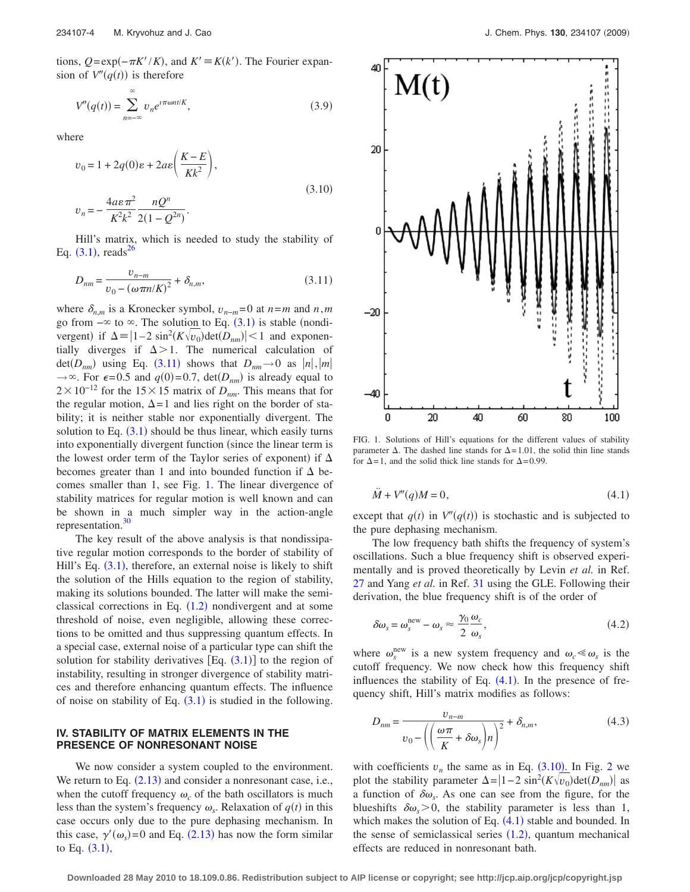tions, $Q=\exp(-\pi K'/K)$, and $K' \equiv K(k')$. The Fourier expansion of $V''(q(t))$ is therefore

$$V''(q(t)) = \sum_{n=-\infty}^{\infty} v_n e^{i\pi\omega n t/K}, \tag{3.9}$$

where

$$v_0 = 1 + 2q(0)\varepsilon + 2a\varepsilon\left(\frac{K-E}{Kk^2}\right),$$
$$v_n = -\frac{4a\varepsilon\pi^2}{K^2k^2}\frac{nQ^n}{2(1-Q^{2n})}. \tag{3.10}$$

Hill's matrix, which is needed to study the stability of Eq. (3.1), reads[26]

$$D_{nm} = \frac{v_{n-m}}{v_0 - (\omega\pi n/K)^2} + \delta_{n,m}, \tag{3.11}$$

where $\delta_{n,m}$ is a Kronecker symbol, $v_{n-m}=0$ at $n=m$ and $n,m$ go from $-\infty$ to $\infty$. The solution to Eq. (3.1) is stable (nondivergent) if $\Delta \equiv |1-2\sin^2(K\sqrt{v_0})\det(D_{nm})| < 1$ and exponentially diverges if $\Delta > 1$. The numerical calculation of $\det(D_{nm})$ using Eq. (3.11) shows that $D_{nm} \to 0$ as $|n|,|m| \to \infty$. For $\epsilon=0.5$ and $q(0)=0.7$, $\det(D_{nm})$ is already equal to $2\times 10^{-12}$ for the $15\times 15$ matrix of $D_{nm}$. This means that for the regular motion, $\Delta=1$ and lies right on the border of stability; it is neither stable nor exponentially divergent. The solution to Eq. (3.1) should be thus linear, which easily turns into exponentially divergent function (since the linear term is the lowest order term of the Taylor series of exponent) if $\Delta$ becomes greater than 1 and into bounded function if $\Delta$ becomes smaller than 1, see Fig. 1. The linear divergence of stability matrices for regular motion is well known and can be shown in a much simpler way in the action-angle representation.[30]

The key result of the above analysis is that nondissipative regular motion corresponds to the border of stability of Hill's Eq. (3.1), therefore, an external noise is likely to shift the solution of the Hills equation to the region of stability, making its solutions bounded. The latter will make the semiclassical corrections in Eq. (1.2) nondivergent and at some threshold of noise, even negligible, allowing these corrections to be omitted and thus suppressing quantum effects. In a special case, external noise of a particular type can shift the solution for stability derivatives [Eq. (3.1)] to the region of instability, resulting in stronger divergence of stability matrices and therefore enhancing quantum effects. The influence of noise on stability of Eq. (3.1) is studied in the following.

## IV. STABILITY OF MATRIX ELEMENTS IN THE PRESENCE OF NONRESONANT NOISE

We now consider a system coupled to the environment. We return to Eq. (2.13) and consider a nonresonant case, i.e., when the cutoff frequency $\omega_c$ of the bath oscillators is much less than the system's frequency $\omega_s$. Relaxation of $q(t)$ in this case occurs only due to the pure dephasing mechanism. In this case, $\gamma'(\omega_s)=0$ and Eq. (2.13) has now the form similar to Eq. (3.1),

FIG. 1. Solutions of Hill's equations for the different values of stability parameter $\Delta$. The dashed line stands for $\Delta=1.01$, the solid thin line stands for $\Delta=1$, and the solid thick line stands for $\Delta=0.99$.

$$\ddot{M} + V''(q)M = 0, \tag{4.1}$$

except that $q(t)$ in $V''(q(t))$ is stochastic and is subjected to the pure dephasing mechanism.

The low frequency bath shifts the frequency of system's oscillations. Such a blue frequency shift is observed experimentally and is proved theoretically by Levin *et al.* in Ref. 27 and Yang *et al.* in Ref. 31 using the GLE. Following their derivation, the blue frequency shift is of the order of

$$\delta\omega_s = \omega_s^{\text{new}} - \omega_s \approx \frac{\gamma_0}{2}\frac{\omega_c}{\omega_s}, \tag{4.2}$$

where $\omega_s^{\text{new}}$ is a new system frequency and $\omega_c \ll \omega_s$ is the cutoff frequency. We now check how this frequency shift influences the stability of Eq. (4.1). In the presence of frequency shift, Hill's matrix modifies as follows:

$$D_{nm} = \frac{v_{n-m}}{v_0 - \left(\left(\dfrac{\omega\pi}{K} + \delta\omega_s\right)n\right)^2} + \delta_{n,m}, \tag{4.3}$$

with coefficients $v_n$ the same as in Eq. (3.10). In Fig. 2 we plot the stability parameter $\Delta = |1-2\sin^2(K\sqrt{v_0})\det(D_{nm})|$ as a function of $\delta\omega_s$. As one can see from the figure, for the blueshifts $\delta\omega_s > 0$, the stability parameter is less than 1, which makes the solution of Eq. (4.1) stable and bounded. In the sense of semiclassical series (1.2), quantum mechanical effects are reduced in nonresonant bath.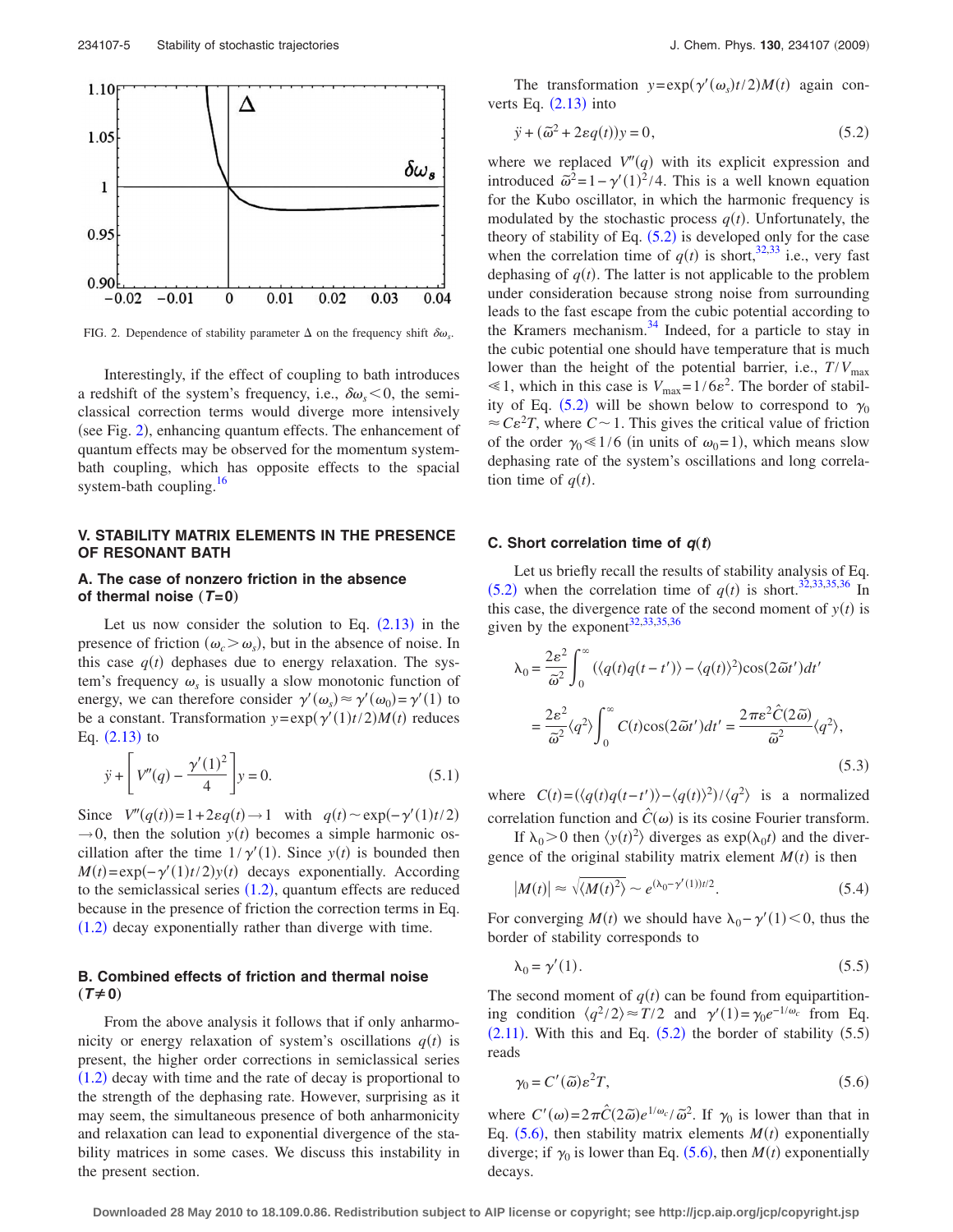FIG. 2. Dependence of stability parameter $\Delta$ on the frequency shift $\delta\omega_s$.

Interestingly, if the effect of coupling to bath introduces a redshift of the system's frequency, i.e., $\delta\omega_s < 0$, the semiclassical correction terms would diverge more intensively (see Fig. 2), enhancing quantum effects. The enhancement of quantum effects may be observed for the momentum system-bath coupling, which has opposite effects to the spatial system-bath coupling.[16]

## V. STABILITY MATRIX ELEMENTS IN THE PRESENCE OF RESONANT BATH

### A. The case of nonzero friction in the absence of thermal noise ($T=0$)

Let us now consider the solution to Eq. (2.13) in the presence of friction ($\omega_c > \omega_s$), but in the absence of noise. In this case $q(t)$ dephases due to energy relaxation. The system's frequency $\omega_s$ is usually a slow monotonic function of energy, we can therefore consider $\gamma'(\omega_s) \approx \gamma'(\omega_0) = \gamma'(1)$ to be a constant. Transformation $y = \exp(\gamma'(1)t/2)M(t)$ reduces Eq. (2.13) to

$$\ddot{y} + \left[ V''(q) - \frac{\gamma'(1)^2}{4} \right] y = 0. \tag{5.1}$$

Since $V''(q(t)) = 1 + 2\varepsilon q(t) \to 1$ with $q(t) \sim \exp(-\gamma'(1)t/2) \to 0$, then the solution $y(t)$ becomes a simple harmonic oscillation after the time $1/\gamma'(1)$. Since $y(t)$ is bounded then $M(t) = \exp(-\gamma'(1)t/2)y(t)$ decays exponentially. According to the semiclassical series (1.2), quantum effects are reduced because in the presence of friction the correction terms in Eq. (1.2) decay exponentially rather than diverge with time.

### B. Combined effects of friction and thermal noise ($T \neq 0$)

From the above analysis it follows that if only anharmonicity or energy relaxation of system's oscillations $q(t)$ is present, the higher order corrections in semiclassical series (1.2) decay with time and the rate of decay is proportional to the strength of the dephasing rate. However, surprising as it may seem, the simultaneous presence of both anharmonicity and relaxation can lead to exponential divergence of the stability matrices in some cases. We discuss this instability in the present section.

The transformation $y = \exp(\gamma'(\omega_s)t/2)M(t)$ again converts Eq. (2.13) into

$$\ddot{y} + (\tilde{\omega}^2 + 2\varepsilon q(t))y = 0, \tag{5.2}$$

where we replaced $V''(q)$ with its explicit expression and introduced $\tilde{\omega}^2 = 1 - \gamma'(1)^2/4$. This is a well known equation for the Kubo oscillator, in which the harmonic frequency is modulated by the stochastic process $q(t)$. Unfortunately, the theory of stability of Eq. (5.2) is developed only for the case when the correlation time of $q(t)$ is short,[32,33] i.e., very fast dephasing of $q(t)$. The latter is not applicable to the problem under consideration because strong noise from surrounding leads to the fast escape from the cubic potential according to the Kramers mechanism.[34] Indeed, for a particle to stay in the cubic potential one should have temperature that is much lower than the height of the potential barrier, i.e., $T/V_{\max} \ll 1$, which in this case is $V_{\max} = 1/6\varepsilon^2$. The border of stability of Eq. (5.2) will be shown below to correspond to $\gamma_0 \approx C\varepsilon^2 T$, where $C \sim 1$. This gives the critical value of friction of the order $\gamma_0 \ll 1/6$ (in units of $\omega_0 = 1$), which means slow dephasing rate of the system's oscillations and long correlation time of $q(t)$.

### C. Short correlation time of $q(t)$

Let us briefly recall the results of stability analysis of Eq. (5.2) when the correlation time of $q(t)$ is short.[32,33,35,36] In this case, the divergence rate of the second moment of $y(t)$ is given by the exponent[32,33,35,36]

$$\begin{aligned}
\lambda_0 &= \frac{2\varepsilon^2}{\tilde{\omega}^2} \int_0^\infty (\langle q(t)q(t-t')\rangle - \langle q(t)\rangle^2)\cos(2\tilde{\omega}t')dt' \\
&= \frac{2\varepsilon^2}{\tilde{\omega}^2} \langle q^2 \rangle \int_0^\infty C(t)\cos(2\tilde{\omega}t')dt' = \frac{2\pi\varepsilon^2 \hat{C}(2\tilde{\omega})}{\tilde{\omega}^2} \langle q^2 \rangle,
\end{aligned} \tag{5.3}$$

where $C(t) = (\langle q(t)q(t-t')\rangle - \langle q(t)\rangle^2)/\langle q^2 \rangle$ is a normalized correlation function and $\hat{C}(\omega)$ is its cosine Fourier transform.

If $\lambda_0 > 0$ then $\langle y(t)^2 \rangle$ diverges as $\exp(\lambda_0 t)$ and the divergence of the original stability matrix element $M(t)$ is then

$$|M(t)| \approx \sqrt{\langle M(t)^2 \rangle} \sim e^{(\lambda_0 - \gamma'(1))t/2}. \tag{5.4}$$

For converging $M(t)$ we should have $\lambda_0 - \gamma'(1) < 0$, thus the border of stability corresponds to

$$\lambda_0 = \gamma'(1). \tag{5.5}$$

The second moment of $q(t)$ can be found from equipartitioning condition $\langle q^2/2 \rangle \approx T/2$ and $\gamma'(1) = \gamma_0 e^{-1/\omega_c}$ from Eq. (2.11). With this and Eq. (5.2) the border of stability (5.5) reads

$$\gamma_0 = C'(\tilde{\omega})\varepsilon^2 T, \tag{5.6}$$

where $C'(\omega) = 2\pi\hat{C}(2\tilde{\omega})e^{1/\omega_c}/\tilde{\omega}^2$. If $\gamma_0$ is lower than that in Eq. (5.6), then stability matrix elements $M(t)$ exponentially diverge; if $\gamma_0$ is lower than Eq. (5.6), then $M(t)$ exponentially decays.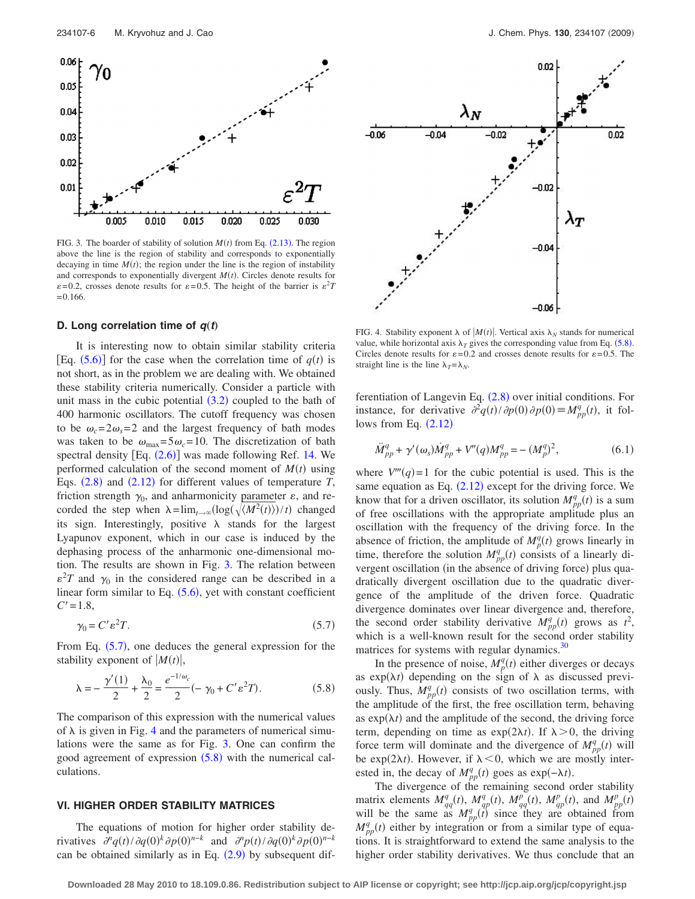FIG. 3. The boarder of stability of solution $M(t)$ from Eq. (2.13). The region above the line is the region of stability and corresponds to exponentially decaying in time $M(t)$; the region under the line is the region of instability and corresponds to exponentially divergent $M(t)$. Circles denote results for $\varepsilon=0.2$, crosses denote results for $\varepsilon=0.5$. The height of the barrier is $\varepsilon^2 T=0.166$.

### D. Long correlation time of $q(t)$

It is interesting now to obtain similar stability criteria [Eq. (5.6)] for the case when the correlation time of $q(t)$ is not short, as in the problem we are dealing with. We obtained these stability criteria numerically. Consider a particle with unit mass in the cubic potential (3.2) coupled to the bath of 400 harmonic oscillators. The cutoff frequency was chosen to be $\omega_c=2\omega_s=2$ and the largest frequency of bath modes was taken to be $\omega_{\max}=5\omega_c=10$. The discretization of bath spectral density [Eq. (2.6)] was made following Ref. 14. We performed calculation of the second moment of $M(t)$ using Eqs. (2.8) and (2.12) for different values of temperature $T$, friction strength $\gamma_0$, and anharmonicity parameter $\varepsilon$, and recorded the step when $\lambda=\lim_{t\to\infty}(\log(\sqrt{\langle M^2(t)\rangle})/t)$ changed its sign. Interestingly, positive $\lambda$ stands for the largest Lyapunov exponent, which in our case is induced by the dephasing process of the anharmonic one-dimensional motion. The results are shown in Fig. 3. The relation between $\varepsilon^2 T$ and $\gamma_0$ in the considered range can be described in a linear form similar to Eq. (5.6), yet with constant coefficient $C'=1.8$,

$$\gamma_0 = C'\varepsilon^2 T. \tag{5.7}$$

From Eq. (5.7), one deduces the general expression for the stability exponent of $|M(t)|$,

$$\lambda = -\frac{\gamma'(1)}{2} + \frac{\lambda_0}{2} = \frac{e^{-1/\omega_c}}{2}(-\gamma_0 + C'\varepsilon^2 T). \tag{5.8}$$

The comparison of this expression with the numerical values of $\lambda$ is given in Fig. 4 and the parameters of numerical simulations were the same as for Fig. 3. One can confirm the good agreement of expression (5.8) with the numerical calculations.

FIG. 4. Stability exponent $\lambda$ of $|M(t)|$. Vertical axis $\lambda_N$ stands for numerical value, while horizontal axis $\lambda_T$ gives the corresponding value from Eq. (5.8). Circles denote results for $\varepsilon=0.2$ and crosses denote results for $\varepsilon=0.5$. The straight line is the line $\lambda_T=\lambda_N$.

## VI. HIGHER ORDER STABILITY MATRICES

The equations of motion for higher order stability derivatives $\partial^n q(t)/\partial q(0)^k \partial p(0)^{n-k}$ and $\partial^n p(t)/\partial q(0)^k \partial p(0)^{n-k}$ can be obtained similarly as in Eq. (2.9) by subsequent differentiation of Langevin Eq. (2.8) over initial conditions. For instance, for derivative $\partial^2 q(t)/\partial p(0)\partial p(0)\equiv M^q_{pp}(t)$, it follows from Eq. (2.12)

$$\ddot{M}^q_{pp} + \gamma'(\omega_s)\dot{M}^q_{pp} + V''(q)M^q_{pp} = -(M^q_p)^2, \tag{6.1}$$

where $V'''(q)=1$ for the cubic potential is used. This is the same equation as Eq. (2.12) except for the driving force. We know that for a driven oscillator, its solution $M^q_{pp}(t)$ is a sum of free oscillations with the appropriate amplitude plus an oscillation with the frequency of the driving force. In the absence of friction, the amplitude of $M^q_p(t)$ grows linearly in time, therefore the solution $M^q_{pp}(t)$ consists of a linearly divergent oscillation (in the absence of driving force) plus quadratically divergent oscillation due to the quadratic divergence of the amplitude of the driven force. Quadratic divergence dominates over linear divergence and, therefore, the second order stability derivative $M^q_{pp}(t)$ grows as $t^2$, which is a well-known result for the second order stability matrices for systems with regular dynamics.[30]

In the presence of noise, $M^q_p(t)$ either diverges or decays as $\exp(\lambda t)$ depending on the sign of $\lambda$ as discussed previously. Thus, $M^q_{pp}(t)$ consists of two oscillation terms, with the amplitude of the first, the free oscillation term, behaving as $\exp(\lambda t)$ and the amplitude of the second, the driving force term, depending on time as $\exp(2\lambda t)$. If $\lambda>0$, the driving force term will dominate and the divergence of $M^q_{pp}(t)$ will be $\exp(2\lambda t)$. However, if $\lambda<0$, which we are mostly interested in, the decay of $M^q_{pp}(t)$ goes as $\exp(-\lambda t)$.

The divergence of the remaining second order stability matrix elements $M^q_{qq}(t)$, $M^q_{qp}(t)$, $M^p_{qq}(t)$, $M^p_{qp}(t)$, and $M^p_{pp}(t)$ will be the same as $M^q_{pp}(t)$ since they are obtained from $M^q_{pp}(t)$ either by integration or from a similar type of equations. It is straightforward to extend the same analysis to the higher order stability derivatives. We thus conclude that an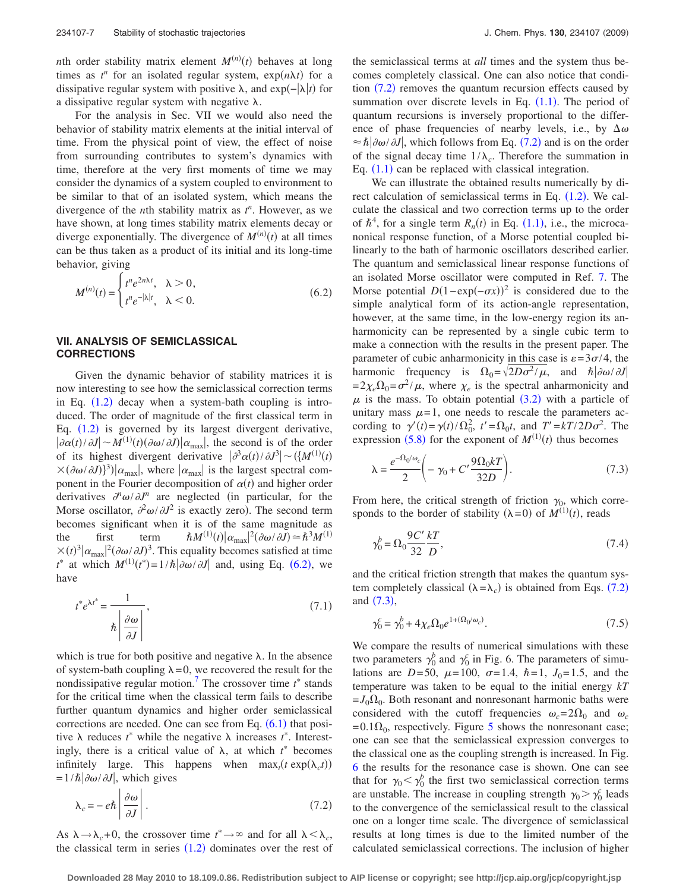$n$th order stability matrix element $M^{(n)}(t)$ behaves at long times as $t^n$ for an isolated regular system, $\exp(n\lambda t)$ for a dissipative regular system with positive $\lambda$, and $\exp(-|\lambda|t)$ for a dissipative regular system with negative $\lambda$.

For the analysis in Sec. VII we would also need the behavior of stability matrix elements at the initial interval of time. From the physical point of view, the effect of noise from surrounding contributes to system's dynamics with time, therefore at the very first moments of time we may consider the dynamics of a system coupled to environment to be similar to that of an isolated system, which means the divergence of the $n$th stability matrix as $t^n$. However, as we have shown, at long times stability matrix elements decay or diverge exponentially. The divergence of $M^{(n)}(t)$ at all times can be thus taken as a product of its initial and its long-time behavior, giving

$$M^{(n)}(t) = \begin{cases} t^n e^{2n\lambda t}, & \lambda > 0, \\ t^n e^{-|\lambda|t}, & \lambda < 0. \end{cases} \tag{6.2}$$

## VII. ANALYSIS OF SEMICLASSICAL CORRECTIONS

Given the dynamic behavior of stability matrices it is now interesting to see how the semiclassical correction terms in Eq. (1.2) decay when a system-bath coupling is introduced. The order of magnitude of the first classical term in Eq. (1.2) is governed by its largest divergent derivative, $|\partial\alpha(t)/\partial J| \sim M^{(1)}(t)(\partial\omega/\partial J)|\alpha_{\max}|$, the second is of the order of its highest divergent derivative $|\partial^3\alpha(t)/\partial J^3| \sim (\{M^{(1)}(t) \times (\partial\omega/\partial J)\}^3)|\alpha_{\max}|$, where $|\alpha_{\max}|$ is the largest spectral component in the Fourier decomposition of $\alpha(t)$ and higher order derivatives $\partial^n\omega/\partial J^n$ are neglected (in particular, for the Morse oscillator, $\partial^2\omega/\partial J^2$ is exactly zero). The second term becomes significant when it is of the same magnitude as the first term $\hbar M^{(1)}(t)|\alpha_{\max}|^2(\partial\omega/\partial J) \simeq \hbar^3 M^{(1)} \times (t)^3|\alpha_{\max}|^2(\partial\omega/\partial J)^3$. This equality becomes satisfied at time $t^*$ at which $M^{(1)}(t^*) = 1/\hbar|\partial\omega/\partial J|$ and, using Eq. (6.2), we have

$$t^* e^{\lambda t^*} = \frac{1}{\hbar\left|\dfrac{\partial\omega}{\partial J}\right|}, \tag{7.1}$$

which is true for both positive and negative $\lambda$. In the absence of system-bath coupling $\lambda=0$, we recovered the result for the nondissipative regular motion.[7] The crossover time $t^*$ stands for the critical time when the classical term fails to describe further quantum dynamics and higher order semiclassical corrections are needed. One can see from Eq. (6.1) that positive $\lambda$ reduces $t^*$ while the negative $\lambda$ increases $t^*$. Interestingly, there is a critical value of $\lambda$, at which $t^*$ becomes infinitely large. This happens when $\max_t(t\exp(\lambda_c t)) = 1/\hbar|\partial\omega/\partial J|$, which gives

$$\lambda_c = -e\hbar\left|\frac{\partial\omega}{\partial J}\right|. \tag{7.2}$$

As $\lambda \to \lambda_c + 0$, the crossover time $t^* \to \infty$ and for all $\lambda < \lambda_c$, the classical term in series (1.2) dominates over the rest of the semiclassical terms at *all* times and the system thus becomes completely classical. One can also notice that condition (7.2) removes the quantum recursion effects caused by summation over discrete levels in Eq. (1.1). The period of quantum recursions is inversely proportional to the difference of phase frequencies of nearby levels, i.e., by $\Delta\omega \approx \hbar|\partial\omega/\partial J|$, which follows from Eq. (7.2) and is on the order of the signal decay time $1/\lambda_c$. Therefore the summation in Eq. (1.1) can be replaced with classical integration.

We can illustrate the obtained results numerically by direct calculation of semiclassical terms in Eq. (1.2). We calculate the classical and two correction terms up to the order of $\hbar^4$, for a single term $R_n(t)$ in Eq. (1.1), i.e., the microcanonical response function, of a Morse potential coupled bilinearly to the bath of harmonic oscillators described earlier. The quantum and semiclassical linear response functions of an isolated Morse oscillator were computed in Ref. 7. The Morse potential $D(1-\exp(-\sigma x))^2$ is considered due to the simple analytical form of its action-angle representation, however, at the same time, in the low-energy region its anharmonicity can be represented by a single cubic term to make a connection with the results in the present paper. The parameter of cubic anharmonicity in this case is $\varepsilon = 3\sigma/4$, the harmonic frequency is $\Omega_0 = \sqrt{2D\sigma^2/\mu}$, and $\hbar|\partial\omega/\partial J| = 2\chi_e\Omega_0 = \sigma^2/\mu$, where $\chi_e$ is the spectral anharmonicity and $\mu$ is the mass. To obtain potential (3.2) with a particle of unitary mass $\mu=1$, one needs to rescale the parameters according to $\gamma'(t) = \gamma(t)/\Omega_0^2$, $t' = \Omega_0 t$, and $T' = kT/2D\sigma^2$. The expression (5.8) for the exponent of $M^{(1)}(t)$ thus becomes

$$\lambda = \frac{e^{-\Omega_0/\omega_c}}{2}\left(-\gamma_0 + C'\frac{9\Omega_0 kT}{32D}\right). \tag{7.3}$$

From here, the critical strength of friction $\gamma_0$, which corresponds to the border of stability $(\lambda=0)$ of $M^{(1)}(t)$, reads

$$\gamma_0^b = \Omega_0\frac{9C'}{32}\frac{kT}{D}, \tag{7.4}$$

and the critical friction strength that makes the quantum system completely classical $(\lambda=\lambda_c)$ is obtained from Eqs. (7.2) and (7.3),

$$\gamma_0^c = \gamma_0^b + 4\chi_e\Omega_0 e^{1+(\Omega_0/\omega_c)}. \tag{7.5}$$

We compare the results of numerical simulations with these two parameters $\gamma_0^b$ and $\gamma_0^c$ in Fig. 6. The parameters of simulations are $D=50$, $\mu=100$, $\sigma=1.4$, $\hbar=1$, $J_0=1.5$, and the temperature was taken to be equal to the initial energy $kT = J_0\Omega_0$. Both resonant and nonresonant harmonic baths were considered with the cutoff frequencies $\omega_c = 2\Omega_0$ and $\omega_c = 0.1\Omega_0$, respectively. Figure 5 shows the nonresonant case; one can see that the semiclassical expression converges to the classical one as the coupling strength is increased. In Fig. 6 the results for the resonance case is shown. One can see that for $\gamma_0 < \gamma_0^b$ the first two semiclassical correction terms are unstable. The increase in coupling strength $\gamma_0 > \gamma_0^c$ leads to the convergence of the semiclassical result to the classical one on a longer time scale. The divergence of semiclassical results at long times is due to the limited number of the calculated semiclassical corrections. The inclusion of higher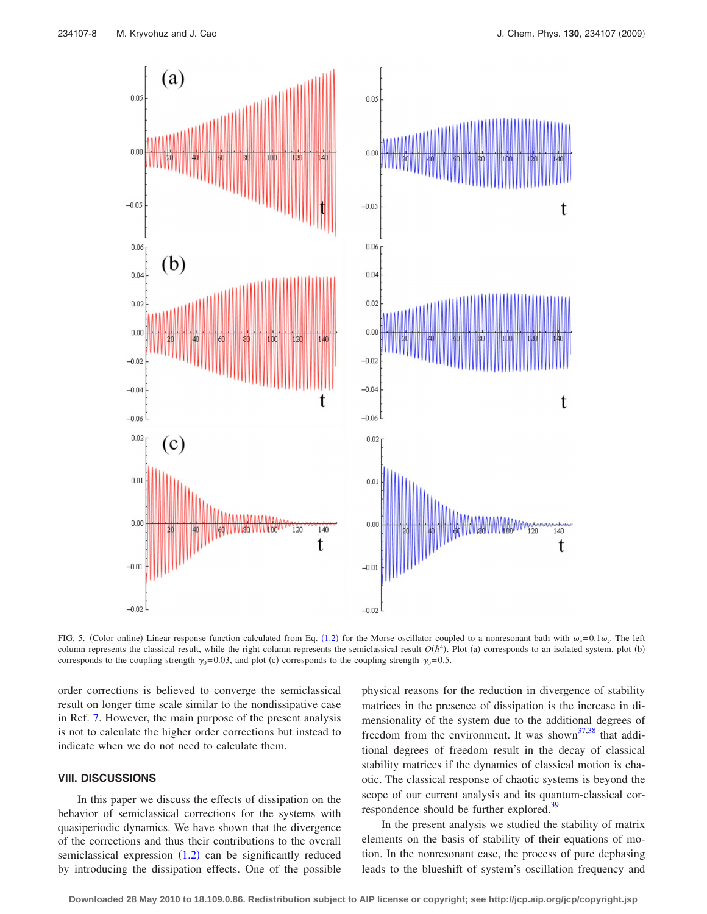FIG. 5. (Color online) Linear response function calculated from Eq. (1.2) for the Morse oscillator coupled to a nonresonant bath with $\omega_c = 0.1\omega_s$. The left column represents the classical result, while the right column represents the semiclassical result $O(\hbar^4)$. Plot (a) corresponds to an isolated system, plot (b) corresponds to the coupling strength $\gamma_0 = 0.03$, and plot (c) corresponds to the coupling strength $\gamma_0 = 0.5$.

order corrections is believed to converge the semiclassical result on longer time scale similar to the nondissipative case in Ref. 7. However, the main purpose of the present analysis is not to calculate the higher order corrections but instead to indicate when we do not need to calculate them.

## VIII. DISCUSSIONS

In this paper we discuss the effects of dissipation on the behavior of semiclassical corrections for the systems with quasiperiodic dynamics. We have shown that the divergence of the corrections and thus their contributions to the overall semiclassical expression (1.2) can be significantly reduced by introducing the dissipation effects. One of the possible physical reasons for the reduction in divergence of stability matrices in the presence of dissipation is the increase in dimensionality of the system due to the additional degrees of freedom from the environment. It was shown[37,38] that additional degrees of freedom result in the decay of classical stability matrices if the dynamics of classical motion is chaotic. The classical response of chaotic systems is beyond the scope of our current analysis and its quantum-classical correspondence should be further explored.[39]

In the present analysis we studied the stability of matrix elements on the basis of stability of their equations of motion. In the nonresonant case, the process of pure dephasing leads to the blueshift of system's oscillation frequency and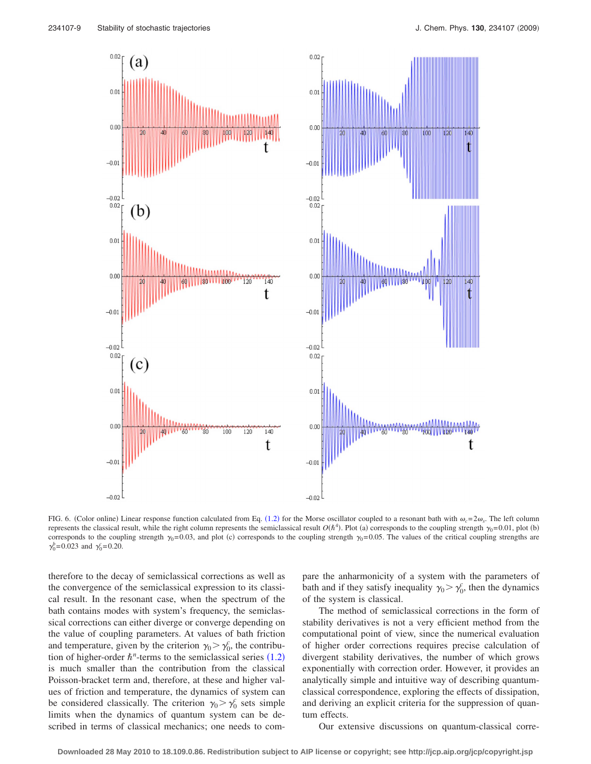FIG. 6. (Color online) Linear response function calculated from Eq. (1.2) for the Morse oscillator coupled to a resonant bath with $\omega_c = 2\omega_s$. The left column represents the classical result, while the right column represents the semiclassical result $O(\hbar^4)$. Plot (a) corresponds to the coupling strength $\gamma_0 = 0.01$, plot (b) corresponds to the coupling strength $\gamma_0 = 0.03$, and plot (c) corresponds to the coupling strength $\gamma_0 = 0.05$. The values of the critical coupling strengths are $\gamma_0^b = 0.023$ and $\gamma_0^c = 0.20$.

therefore to the decay of semiclassical corrections as well as the convergence of the semiclassical expression to its classical result. In the resonant case, when the spectrum of the bath contains modes with system's frequency, the semiclassical corrections can either diverge or converge depending on the value of coupling parameters. At values of bath friction and temperature, given by the criterion $\gamma_0 > \gamma_0^c$, the contribution of higher-order $\hbar^n$-terms to the semiclassical series (1.2) is much smaller than the contribution from the classical Poisson-bracket term and, therefore, at these and higher values of friction and temperature, the dynamics of system can be considered classically. The criterion $\gamma_0 > \gamma_0^c$ sets simple limits when the dynamics of quantum system can be described in terms of classical mechanics; one needs to compare the anharmonicity of a system with the parameters of bath and if they satisfy inequality $\gamma_0 > \gamma_0^c$, then the dynamics of the system is classical.

The method of semiclassical corrections in the form of stability derivatives is not a very efficient method from the computational point of view, since the numerical evaluation of higher order corrections requires precise calculation of divergent stability derivatives, the number of which grows exponentially with correction order. However, it provides an analytically simple and intuitive way of describing quantum-classical correspondence, exploring the effects of dissipation, and deriving an explicit criteria for the suppression of quantum effects.

Our extensive discussions on quantum-classical corre-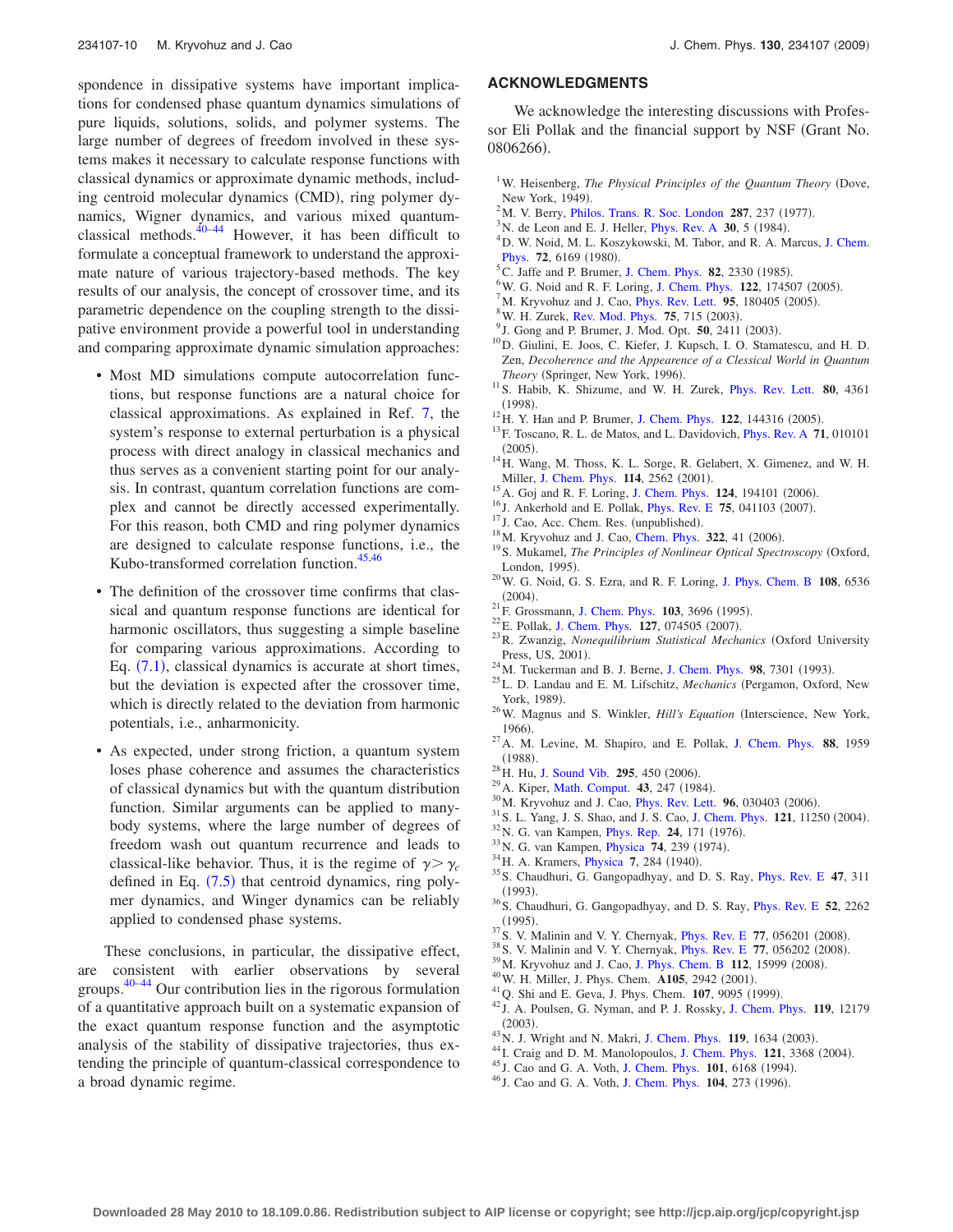spondence in dissipative systems have important implications for condensed phase quantum dynamics simulations of pure liquids, solutions, solids, and polymer systems. The large number of degrees of freedom involved in these systems makes it necessary to calculate response functions with classical dynamics or approximate dynamic methods, including centroid molecular dynamics (CMD), ring polymer dynamics, Wigner dynamics, and various mixed quantum-classical methods.[40–44] However, it has been difficult to formulate a conceptual framework to understand the approximate nature of various trajectory-based methods. The key results of our analysis, the concept of crossover time, and its parametric dependence on the coupling strength to the dissipative environment provide a powerful tool in understanding and comparing approximate dynamic simulation approaches:

- Most MD simulations compute autocorrelation functions, but response functions are a natural choice for classical approximations. As explained in Ref. 7, the system's response to external perturbation is a physical process with direct analogy in classical mechanics and thus serves as a convenient starting point for our analysis. In contrast, quantum correlation functions are complex and cannot be directly accessed experimentally. For this reason, both CMD and ring polymer dynamics are designed to calculate response functions, i.e., the Kubo-transformed correlation function.[45,46]
- The definition of the crossover time confirms that classical and quantum response functions are identical for harmonic oscillators, thus suggesting a simple baseline for comparing various approximations. According to Eq. (7.1), classical dynamics is accurate at short times, but the deviation is expected after the crossover time, which is directly related to the deviation from harmonic potentials, i.e., anharmonicity.
- As expected, under strong friction, a quantum system loses phase coherence and assumes the characteristics of classical dynamics but with the quantum distribution function. Similar arguments can be applied to many-body systems, where the large number of degrees of freedom wash out quantum recurrence and leads to classical-like behavior. Thus, it is the regime of $\gamma > \gamma_c$ defined in Eq. (7.5) that centroid dynamics, ring polymer dynamics, and Winger dynamics can be reliably applied to condensed phase systems.

These conclusions, in particular, the dissipative effect, are consistent with earlier observations by several groups.[40–44] Our contribution lies in the rigorous formulation of a quantitative approach built on a systematic expansion of the exact quantum response function and the asymptotic analysis of the stability of dissipative trajectories, thus extending the principle of quantum-classical correspondence to a broad dynamic regime.

## ACKNOWLEDGMENTS

We acknowledge the interesting discussions with Professor Eli Pollak and the financial support by NSF (Grant No. 0806266).

[1] W. Heisenberg, *The Physical Principles of the Quantum Theory* (Dove, New York, 1949).
[2] M. V. Berry, Philos. Trans. R. Soc. London **287**, 237 (1977).
[3] N. de Leon and E. J. Heller, Phys. Rev. A **30**, 5 (1984).
[4] D. W. Noid, M. L. Koszykowski, M. Tabor, and R. A. Marcus, J. Chem. Phys. **72**, 6169 (1980).
[5] C. Jaffe and P. Brumer, J. Chem. Phys. **82**, 2330 (1985).
[6] W. G. Noid and R. F. Loring, J. Chem. Phys. **122**, 174507 (2005).
[7] M. Kryvohuz and J. Cao, Phys. Rev. Lett. **95**, 180405 (2005).
[8] W. H. Zurek, Rev. Mod. Phys. **75**, 715 (2003).
[9] J. Gong and P. Brumer, J. Mod. Opt. **50**, 2411 (2003).
[10] D. Giulini, E. Joos, C. Kiefer, J. Kupsch, I. O. Stamatescu, and H. D. Zen, *Decoherence and the Appearance of a Classical World in Quantum Theory* (Springer, New York, 1996).
[11] S. Habib, K. Shizume, and W. H. Zurek, Phys. Rev. Lett. **80**, 4361 (1998).
[12] H. Y. Han and P. Brumer, J. Chem. Phys. **122**, 144316 (2005).
[13] F. Toscano, R. L. de Matos, and L. Davidovich, Phys. Rev. A **71**, 010101 (2005).
[14] H. Wang, M. Thoss, K. L. Sorge, R. Gelabert, X. Gimenez, and W. H. Miller, J. Chem. Phys. **114**, 2562 (2001).
[15] A. Goj and R. F. Loring, J. Chem. Phys. **124**, 194101 (2006).
[16] J. Ankerhold and E. Pollak, Phys. Rev. E **75**, 041103 (2007).
[17] J. Cao, Acc. Chem. Res. (unpublished).
[18] M. Kryvohuz and J. Cao, Chem. Phys. **322**, 41 (2006).
[19] S. Mukamel, *The Principles of Nonlinear Optical Spectroscopy* (Oxford, London, 1995).
[20] W. G. Noid, G. S. Ezra, and R. F. Loring, J. Phys. Chem. B **108**, 6536 (2004).
[21] F. Grossmann, J. Chem. Phys. **103**, 3696 (1995).
[22] E. Pollak, J. Chem. Phys. **127**, 074505 (2007).
[23] R. Zwanzig, *Nonequilibrium Statistical Mechanics* (Oxford University Press, US, 2001).
[24] M. Tuckerman and B. J. Berne, J. Chem. Phys. **98**, 7301 (1993).
[25] L. D. Landau and E. M. Lifschitz, *Mechanics* (Pergamon, Oxford, New York, 1989).
[26] W. Magnus and S. Winkler, *Hill's Equation* (Interscience, New York, 1966).
[27] A. M. Levine, M. Shapiro, and E. Pollak, J. Chem. Phys. **88**, 1959 (1988).
[28] H. Hu, J. Sound Vib. **295**, 450 (2006).
[29] A. Kiper, Math. Comput. **43**, 247 (1984).
[30] M. Kryvohuz and J. Cao, Phys. Rev. Lett. **96**, 030403 (2006).
[31] S. L. Yang, J. S. Shao, and J. S. Cao, J. Chem. Phys. **121**, 11250 (2004).
[32] N. G. van Kampen, Phys. Rep. **24**, 171 (1976).
[33] N. G. van Kampen, Physica **74**, 239 (1974).
[34] H. A. Kramers, Physica **7**, 284 (1940).
[35] S. Chaudhuri, G. Gangopadhyay, and D. S. Ray, Phys. Rev. E **47**, 311 (1993).
[36] S. Chaudhuri, G. Gangopadhyay, and D. S. Ray, Phys. Rev. E **52**, 2262 (1995).
[37] S. V. Malinin and V. Y. Chernyak, Phys. Rev. E **77**, 056201 (2008).
[38] S. V. Malinin and V. Y. Chernyak, Phys. Rev. E **77**, 056202 (2008).
[39] M. Kryvohuz and J. Cao, J. Phys. Chem. B **112**, 15999 (2008).
[40] W. H. Miller, J. Phys. Chem. **A105**, 2942 (2001).
[41] Q. Shi and E. Geva, J. Phys. Chem. **107**, 9095 (1999).
[42] J. A. Poulsen, G. Nyman, and P. J. Rossky, J. Chem. Phys. **119**, 12179 (2003).
[43] N. J. Wright and N. Makri, J. Chem. Phys. **119**, 1634 (2003).
[44] I. Craig and D. M. Manolopoulos, J. Chem. Phys. **121**, 3368 (2004).
[45] J. Cao and G. A. Voth, J. Chem. Phys. **101**, 6168 (1994).
[46] J. Cao and G. A. Voth, J. Chem. Phys. **104**, 273 (1996).